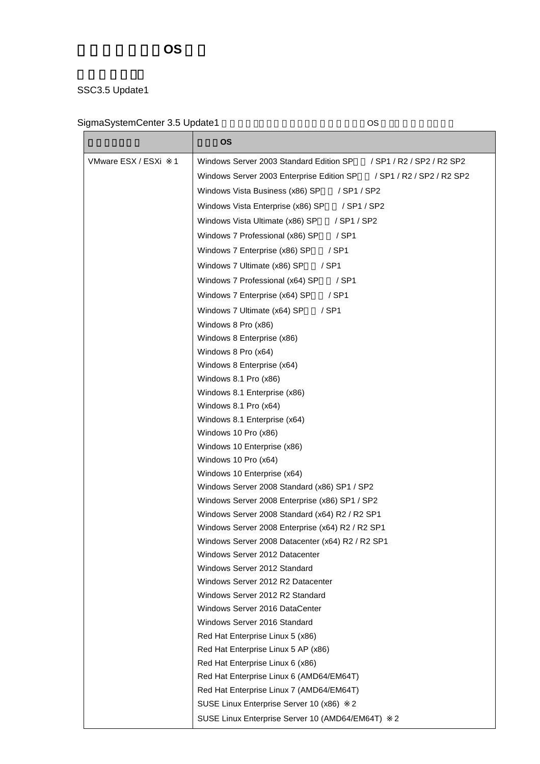# □□□□□□OS□□

□□□□□□

SSC3.5 Update1

SigmaSystemCenter 3.5 Update1 □□□□□□□□□□□□□□□□□□□OS□□□□□□□□

| □□□□□□ | □□□OS |
|---|---|
| VMware ESX / ESXi ※1 | Windows Server 2003 Standard Edition SP□□ / SP1 / R2 / SP2 / R2 SP2<br>Windows Server 2003 Enterprise Edition SP□□ / SP1 / R2 / SP2 / R2 SP2<br>Windows Vista Business (x86) SP□□ / SP1 / SP2<br>Windows Vista Enterprise (x86) SP□□ / SP1 / SP2<br>Windows Vista Ultimate (x86) SP□□ / SP1 / SP2<br>Windows 7 Professional (x86) SP□□ / SP1<br>Windows 7 Enterprise (x86) SP□□ / SP1<br>Windows 7 Ultimate (x86) SP□□ / SP1<br>Windows 7 Professional (x64) SP□□ / SP1<br>Windows 7 Enterprise (x64) SP□□ / SP1<br>Windows 7 Ultimate (x64) SP□□ / SP1<br>Windows 8 Pro (x86)<br>Windows 8 Enterprise (x86)<br>Windows 8 Pro (x64)<br>Windows 8 Enterprise (x64)<br>Windows 8.1 Pro (x86)<br>Windows 8.1 Enterprise (x86)<br>Windows 8.1 Pro (x64)<br>Windows 8.1 Enterprise (x64)<br>Windows 10 Pro (x86)<br>Windows 10 Enterprise (x86)<br>Windows 10 Pro (x64)<br>Windows 10 Enterprise (x64)<br>Windows Server 2008 Standard (x86) SP1 / SP2<br>Windows Server 2008 Enterprise (x86) SP1 / SP2<br>Windows Server 2008 Standard (x64) R2 / R2 SP1<br>Windows Server 2008 Enterprise (x64) R2 / R2 SP1<br>Windows Server 2008 Datacenter (x64) R2 / R2 SP1<br>Windows Server 2012 Datacenter<br>Windows Server 2012 Standard<br>Windows Server 2012 R2 Datacenter<br>Windows Server 2012 R2 Standard<br>Windows Server 2016 DataCenter<br>Windows Server 2016 Standard<br>Red Hat Enterprise Linux 5 (x86)<br>Red Hat Enterprise Linux 5 AP (x86)<br>Red Hat Enterprise Linux 6 (x86)<br>Red Hat Enterprise Linux 6 (AMD64/EM64T)<br>Red Hat Enterprise Linux 7 (AMD64/EM64T)<br>SUSE Linux Enterprise Server 10 (x86) ※2<br>SUSE Linux Enterprise Server 10 (AMD64/EM64T) ※2 |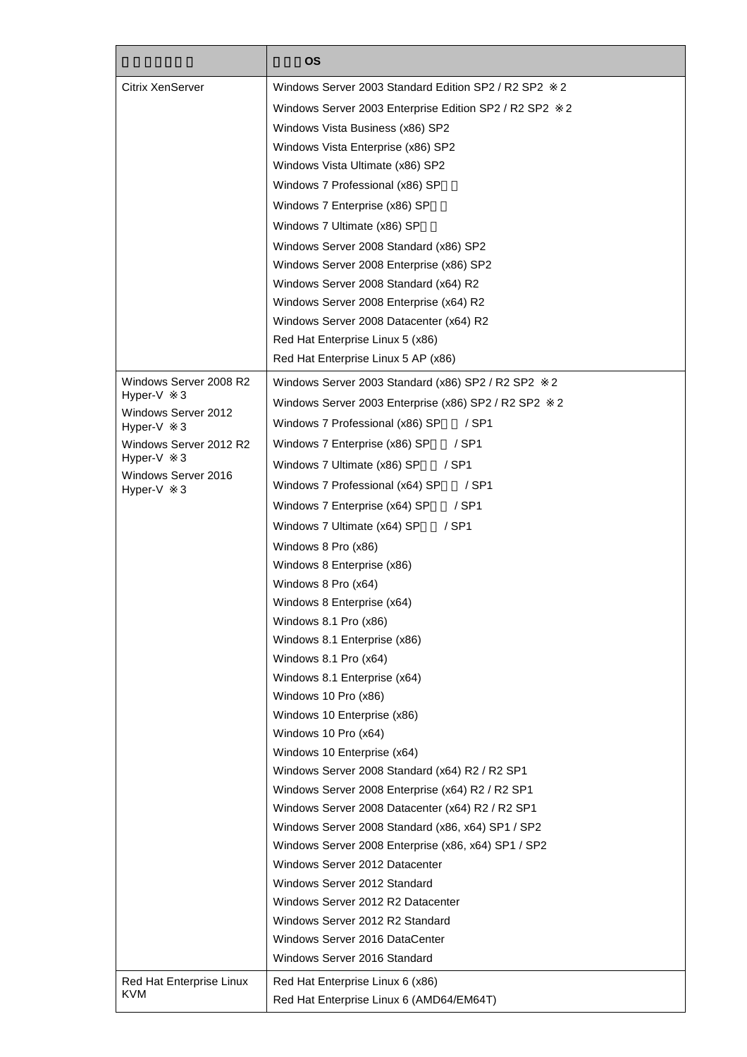| □□□□□□ | □□□OS |
|---|---|
| Citrix XenServer | Windows Server 2003 Standard Edition SP2 / R2 SP2 ※2 |
| | Windows Server 2003 Enterprise Edition SP2 / R2 SP2 ※2 |
| | Windows Vista Business (x86) SP2 |
| | Windows Vista Enterprise (x86) SP2 |
| | Windows Vista Ultimate (x86) SP2 |
| | Windows 7 Professional (x86) SP□□ |
| | Windows 7 Enterprise (x86) SP□□ |
| | Windows 7 Ultimate (x86) SP□□ |
| | Windows Server 2008 Standard (x86) SP2 |
| | Windows Server 2008 Enterprise (x86) SP2 |
| | Windows Server 2008 Standard (x64) R2 |
| | Windows Server 2008 Enterprise (x64) R2 |
| | Windows Server 2008 Datacenter (x64) R2 |
| | Red Hat Enterprise Linux 5 (x86) |
| | Red Hat Enterprise Linux 5 AP (x86) |
| Windows Server 2008 R2 Hyper-V ※3<br>Windows Server 2012 Hyper-V ※3<br>Windows Server 2012 R2 Hyper-V ※3<br>Windows Server 2016 Hyper-V ※3 | Windows Server 2003 Standard (x86) SP2 / R2 SP2 ※2 |
| | Windows Server 2003 Enterprise (x86) SP2 / R2 SP2 ※2 |
| | Windows 7 Professional (x86) SP□□ / SP1 |
| | Windows 7 Enterprise (x86) SP□□ / SP1 |
| | Windows 7 Ultimate (x86) SP□□ / SP1 |
| | Windows 7 Professional (x64) SP□□ / SP1 |
| | Windows 7 Enterprise (x64) SP□□ / SP1 |
| | Windows 7 Ultimate (x64) SP□□ / SP1 |
| | Windows 8 Pro (x86) |
| | Windows 8 Enterprise (x86) |
| | Windows 8 Pro (x64) |
| | Windows 8 Enterprise (x64) |
| | Windows 8.1 Pro (x86) |
| | Windows 8.1 Enterprise (x86) |
| | Windows 8.1 Pro (x64) |
| | Windows 8.1 Enterprise (x64) |
| | Windows 10 Pro (x86) |
| | Windows 10 Enterprise (x86) |
| | Windows 10 Pro (x64) |
| | Windows 10 Enterprise (x64) |
| | Windows Server 2008 Standard (x64) R2 / R2 SP1 |
| | Windows Server 2008 Enterprise (x64) R2 / R2 SP1 |
| | Windows Server 2008 Datacenter (x64) R2 / R2 SP1 |
| | Windows Server 2008 Standard (x86, x64) SP1 / SP2 |
| | Windows Server 2008 Enterprise (x86, x64) SP1 / SP2 |
| | Windows Server 2012 Datacenter |
| | Windows Server 2012 Standard |
| | Windows Server 2012 R2 Datacenter |
| | Windows Server 2012 R2 Standard |
| | Windows Server 2016 DataCenter |
| | Windows Server 2016 Standard |
| Red Hat Enterprise Linux KVM | Red Hat Enterprise Linux 6 (x86) |
| | Red Hat Enterprise Linux 6 (AMD64/EM64T) |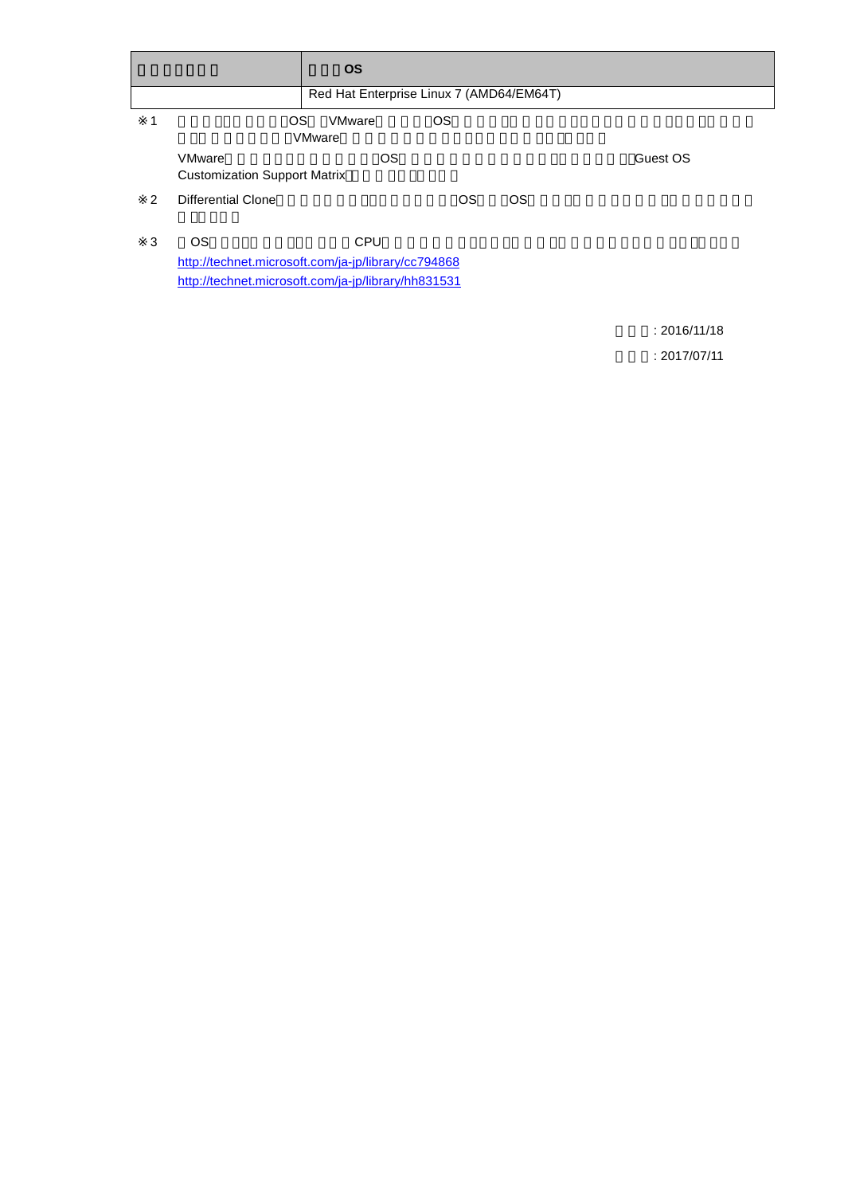| | OS |
|---|---|
| | Red Hat Enterprise Linux 7 (AMD64/EM64T) |

※1 OS VMware OS VMware

VMware OS Guest OS Customization Support Matrix

※2 Differential Clone OS OS

※3 OS CPU
http://technet.microsoft.com/ja-jp/library/cc794868
http://technet.microsoft.com/ja-jp/library/hh831531

: 2016/11/18

: 2017/07/11